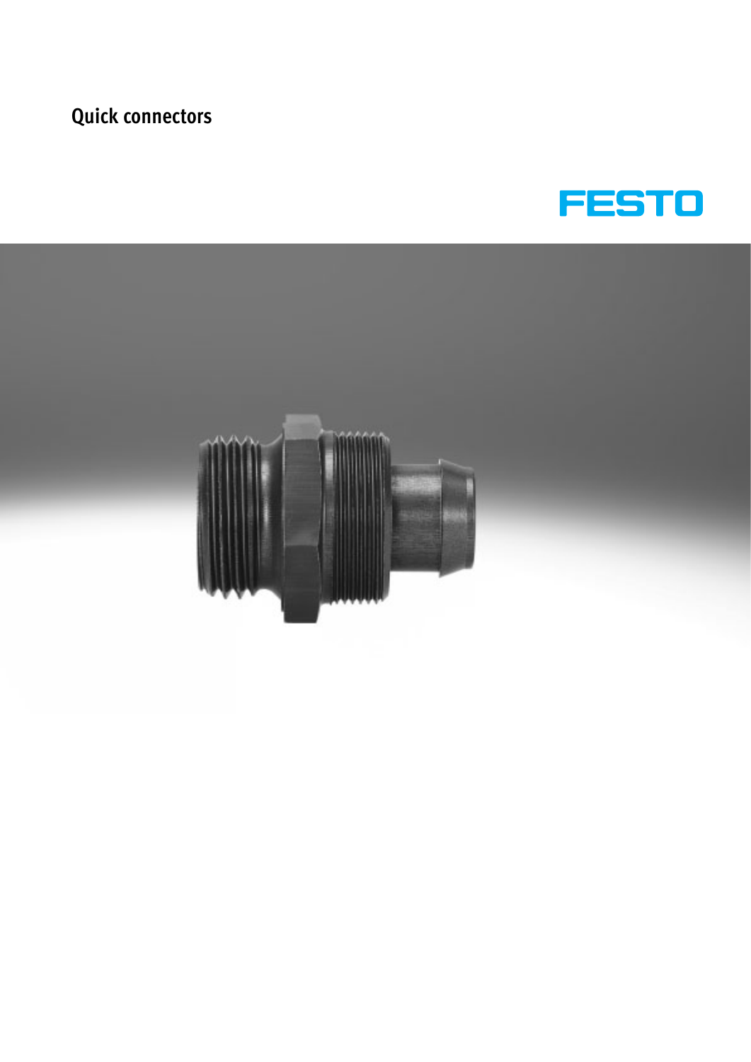# Quick connectors

FESTO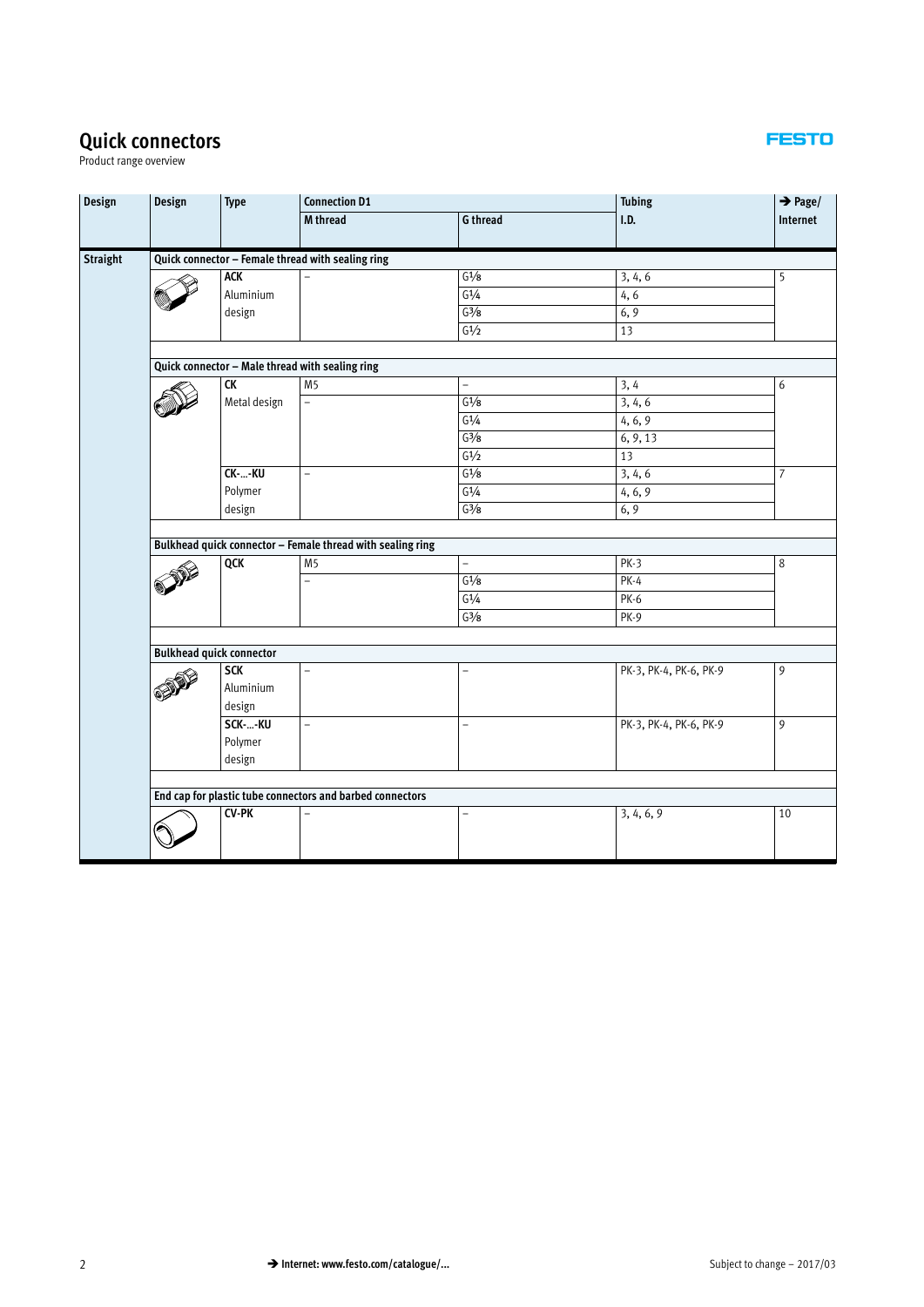# Quick connectors

Product range overview

| Design | Design | Type | Connection D1 | | Tubing | → Page/ |
|---|---|---|---|---|---|---|
| | | | M thread | G thread | I.D. | Internet |
| Straight | Quick connector – Female thread with sealing ring | | | | | |
| | | **ACK** Aluminium design | – | G1⁄8 | 3, 4, 6 | 5 |
| | | | | G1⁄4 | 4, 6 | |
| | | | | G3⁄8 | 6, 9 | |
| | | | | G1⁄2 | 13 | |
| | Quick connector – Male thread with sealing ring | | | | | |
| | | **CK** Metal design | M5 | – | 3, 4 | 6 |
| | | | – | G1⁄8 | 3, 4, 6 | |
| | | | | G1⁄4 | 4, 6, 9 | |
| | | | | G3⁄8 | 6, 9, 13 | |
| | | | | G1⁄2 | 13 | |
| | | **CK-...-KU** Polymer design | – | G1⁄8 | 3, 4, 6 | 7 |
| | | | | G1⁄4 | 4, 6, 9 | |
| | | | | G3⁄8 | 6, 9 | |
| | Bulkhead quick connector – Female thread with sealing ring | | | | | |
| | | **QCK** | M5 | – | PK-3 | 8 |
| | | | – | G1⁄8 | PK-4 | |
| | | | | G1⁄4 | PK-6 | |
| | | | | G3⁄8 | PK-9 | |
| | Bulkhead quick connector | | | | | |
| | | **SCK** Aluminium design | – | – | PK-3, PK-4, PK-6, PK-9 | 9 |
| | | **SCK-...-KU** Polymer design | – | – | PK-3, PK-4, PK-6, PK-9 | 9 |
| | End cap for plastic tube connectors and barbed connectors | | | | | |
| | | **CV-PK** | – | – | 3, 4, 6, 9 | 10 |

→ Internet: www.festo.com/catalogue/...

Subject to change – 2017/03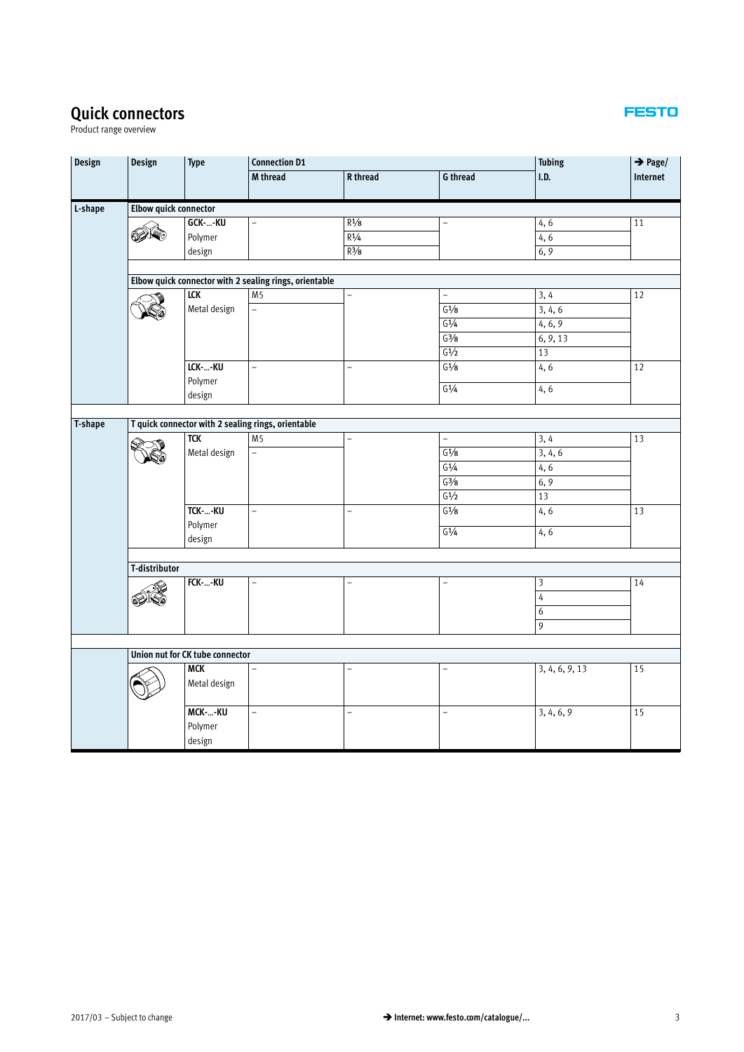# Quick connectors

Product range overview

| Design | Design | Type | Connection D1 | | | Tubing | → Page/ |
|---|---|---|---|---|---|---|---|
| | | | M thread | R thread | G thread | I.D. | Internet |
| L-shape | Elbow quick connector | | | | | | |
| | | GCK-...-KU Polymer design | – | R⅛ | – | 4, 6 | 11 |
| | | | | R¼ | | 4, 6 | |
| | | | | R⅜ | | 6, 9 | |
| | Elbow quick connector with 2 sealing rings, orientable | | | | | | |
| | | LCK Metal design | M5 | – | – | 3, 4 | 12 |
| | | | – | | G⅛ | 3, 4, 6 | |
| | | | | | G¼ | 4, 6, 9 | |
| | | | | | G⅜ | 6, 9, 13 | |
| | | | | | G½ | 13 | |
| | | LCK-...-KU Polymer design | – | – | G⅛ | 4, 6 | 12 |
| | | | | | G¼ | 4, 6 | |
| T-shape | T quick connector with 2 sealing rings, orientable | | | | | | |
| | | TCK Metal design | M5 | – | – | 3, 4 | 13 |
| | | | – | | G⅛ | 3, 4, 6 | |
| | | | | | G¼ | 4, 6 | |
| | | | | | G⅜ | 6, 9 | |
| | | | | | G½ | 13 | |
| | | TCK-...-KU Polymer design | – | – | G⅛ | 4, 6 | 13 |
| | | | | | G¼ | 4, 6 | |
| | T-distributor | | | | | | |
| | | FCK-...-KU | – | – | – | 3 | 14 |
| | | | | | | 4 | |
| | | | | | | 6 | |
| | | | | | | 9 | |
| | Union nut for CK tube connector | | | | | | |
| | | MCK Metal design | – | – | – | 3, 4, 6, 9, 13 | 15 |
| | | MCK-...-KU Polymer design | – | – | – | 3, 4, 6, 9 | 15 |

2017/03 – Subject to change

→ Internet: www.festo.com/catalogue/...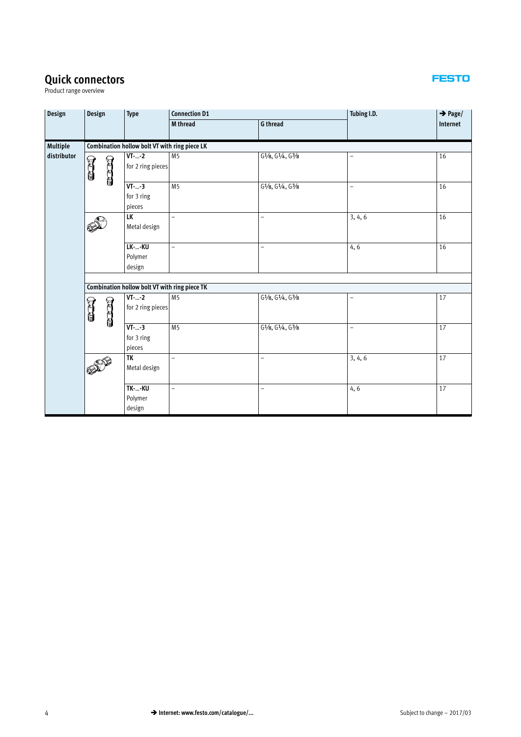# Quick connectors

Product range overview

| Design | Design | Type | Connection D1 | | Tubing I.D. | → Page/ |
|---|---|---|---|---|---|---|
| | | | M thread | G thread | | Internet |
| Multiple distributor | Combination hollow bolt VT with ring piece LK | | | | | |
| | | **VT-…-2** for 2 ring pieces | M5 | G⅛, G¼, G⅜ | – | 16 |
| | | **VT-…-3** for 3 ring pieces | M5 | G⅛, G¼, G⅜ | – | 16 |
| | | **LK** Metal design | – | – | 3, 4, 6 | 16 |
| | | **LK-…-KU** Polymer design | – | – | 4, 6 | 16 |
| | Combination hollow bolt VT with ring piece TK | | | | | |
| | | **VT-…-2** for 2 ring pieces | M5 | G⅛, G¼, G⅜ | – | 17 |
| | | **VT-…-3** for 3 ring pieces | M5 | G⅛, G¼, G⅜ | – | 17 |
| | | **TK** Metal design | – | – | 3, 4, 6 | 17 |
| | | **TK-…-KU** Polymer design | – | – | 4, 6 | 17 |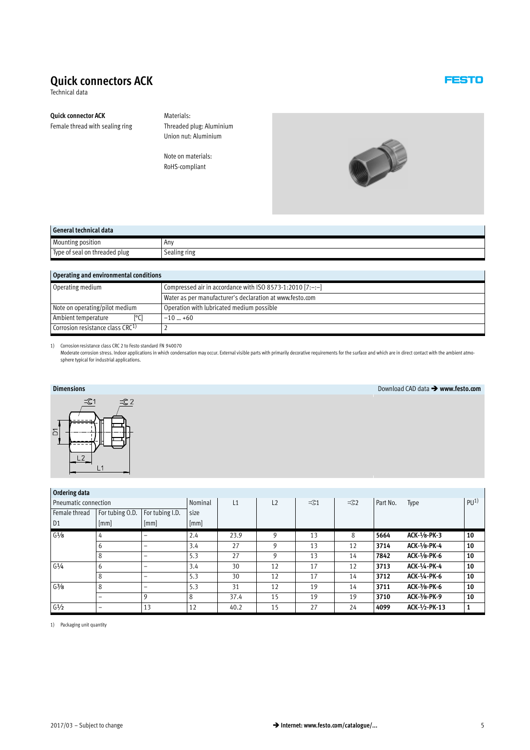# Quick connectors ACK

Technical data

**Quick connector ACK**

Female thread with sealing ring

Materials:
Threaded plug: Aluminium
Union nut: Aluminium

Note on materials:
RoHS-compliant

| General technical data | |
|---|---|
| Mounting position | Any |
| Type of seal on threaded plug | Sealing ring |

| Operating and environmental conditions | |
|---|---|
| Operating medium | Compressed air in accordance with ISO 8573-1:2010 [7:–:–] |
| | Water as per manufacturer's declaration at www.festo.com |
| Note on operating/pilot medium | Operation with lubricated medium possible |
| Ambient temperature [°C] | –10 … +60 |
| Corrosion resistance class CRC[1] | 2 |

1) Corrosion resistance class CRC 2 to Festo standard FN 940070
Moderate corrosion stress. Indoor applications in which condensation may occur. External visible parts with primarily decorative requirements for the surface and which are in direct contact with the ambient atmosphere typical for industrial applications.

**Dimensions**

Download CAD data → **www.festo.com**

| Ordering data | | | | | | | | | | |
|---|---|---|---|---|---|---|---|---|---|---|
| Pneumatic connection | | | Nominal size | L1 | L2 | =©1 | =©2 | Part No. | Type | PU[1] |
| Female thread D1 | For tubing O.D. [mm] | For tubing I.D. [mm] | [mm] | | | | | | | |
| G1/8 | 4 | – | 2.4 | 23.9 | 9 | 13 | 8 | **5664** | **ACK-1/8-PK-3** | **10** |
| | 6 | – | 3.4 | 27 | 9 | 13 | 12 | **3714** | **ACK-1/8-PK-4** | **10** |
| | 8 | – | 5.3 | 27 | 9 | 13 | 14 | **7842** | **ACK-1/8-PK-6** | **10** |
| G1/4 | 6 | – | 3.4 | 30 | 12 | 17 | 12 | **3713** | **ACK-1/4-PK-4** | **10** |
| | 8 | – | 5.3 | 30 | 12 | 17 | 14 | **3712** | **ACK-1/4-PK-6** | **10** |
| G3/8 | 8 | – | 5.3 | 31 | 12 | 19 | 14 | **3711** | **ACK-3/8-PK-6** | **10** |
| | – | 9 | 8 | 37.4 | 15 | 19 | 19 | **3710** | **ACK-3/8-PK-9** | **10** |
| G1/2 | – | 13 | 12 | 40.2 | 15 | 27 | 24 | **4099** | **ACK-1/2-PK-13** | **1** |

1) Packaging unit quantity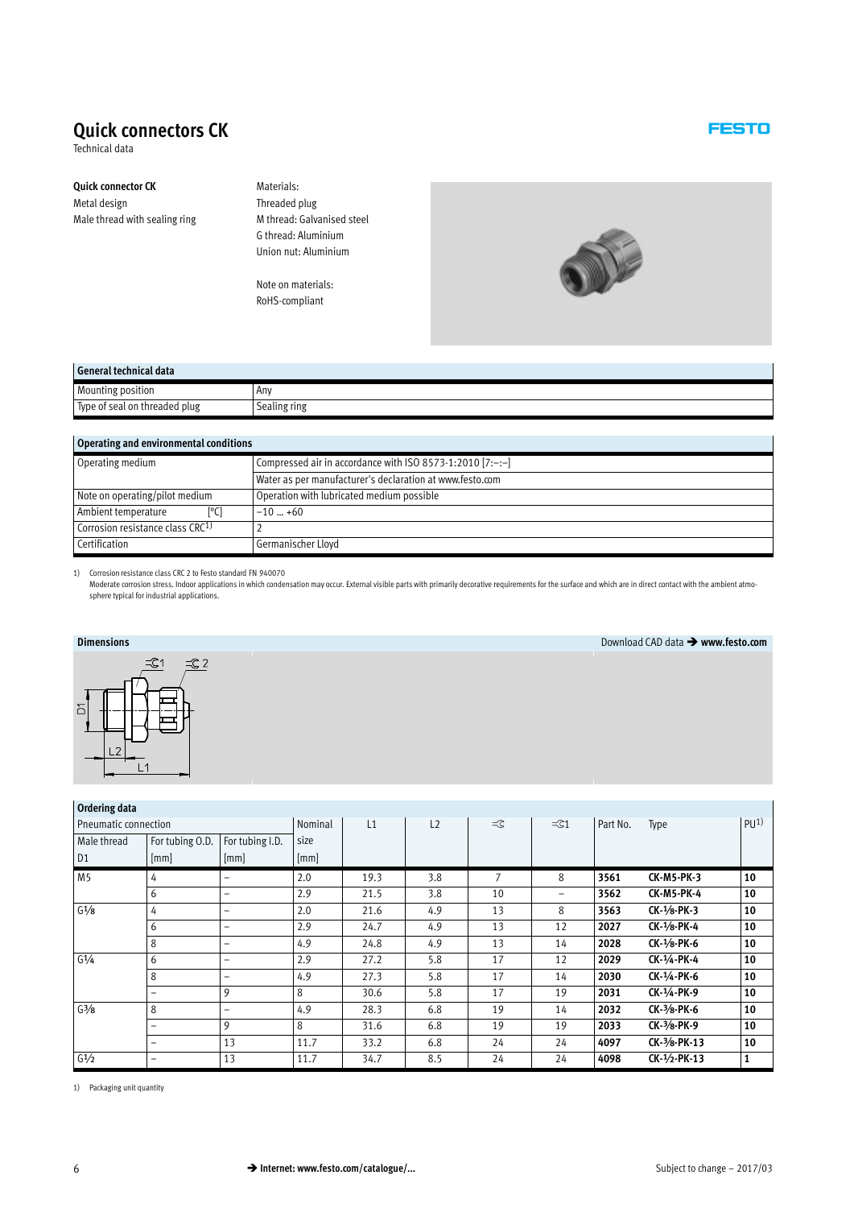# Quick connectors CK

Technical data

**Quick connector CK**

Metal design

Male thread with sealing ring

Materials:

Threaded plug

M thread: Galvanised steel

G thread: Aluminium

Union nut: Aluminium

Note on materials:

RoHS-compliant

| General technical data | |
|---|---|
| Mounting position | Any |
| Type of seal on threaded plug | Sealing ring |

| Operating and environmental conditions | |
|---|---|
| Operating medium | Compressed air in accordance with ISO 8573-1:2010 [7:–:–] |
| | Water as per manufacturer's declaration at www.festo.com |
| Note on operating/pilot medium | Operation with lubricated medium possible |
| Ambient temperature [°C] | –10 … +60 |
| Corrosion resistance class CRC[1] | 2 |
| Certification | Germanischer Lloyd |

1) Corrosion resistance class CRC 2 to Festo standard FN 940070
Moderate corrosion stress. Indoor applications in which condensation may occur. External visible parts with primarily decorative requirements for the surface and which are in direct contact with the ambient atmosphere typical for industrial applications.

**Dimensions** Download CAD data ➔ **www.festo.com**

| Ordering data | | | | | | | | | | |
|---|---|---|---|---|---|---|---|---|---|---|
| Pneumatic connection | | | Nominal size | L1 | L2 | =© | =©1 | Part No. | Type | PU[1] |
| Male thread D1 | For tubing O.D. [mm] | For tubing I.D. [mm] | [mm] | | | | | | | |
| M5 | 4 | – | 2.0 | 19.3 | 3.8 | 7 | 8 | **3561** | **CK-M5-PK-3** | **10** |
| | 6 | – | 2.9 | 21.5 | 3.8 | 10 | – | **3562** | **CK-M5-PK-4** | **10** |
| G⅛ | 4 | – | 2.0 | 21.6 | 4.9 | 13 | 8 | **3563** | **CK-⅛-PK-3** | **10** |
| | 6 | – | 2.9 | 24.7 | 4.9 | 13 | 12 | **2027** | **CK-⅛-PK-4** | **10** |
| | 8 | – | 4.9 | 24.8 | 4.9 | 13 | 14 | **2028** | **CK-⅛-PK-6** | **10** |
| G¼ | 6 | – | 2.9 | 27.2 | 5.8 | 17 | 12 | **2029** | **CK-¼-PK-4** | **10** |
| | 8 | – | 4.9 | 27.3 | 5.8 | 17 | 14 | **2030** | **CK-¼-PK-6** | **10** |
| | – | 9 | 8 | 30.6 | 5.8 | 17 | 19 | **2031** | **CK-¼-PK-9** | **10** |
| G⅜ | 8 | – | 4.9 | 28.3 | 6.8 | 19 | 14 | **2032** | **CK-⅜-PK-6** | **10** |
| | – | 9 | 8 | 31.6 | 6.8 | 19 | 19 | **2033** | **CK-⅜-PK-9** | **10** |
| | – | 13 | 11.7 | 33.2 | 6.8 | 24 | 24 | **4097** | **CK-⅜-PK-13** | **10** |
| G½ | – | 13 | 11.7 | 34.7 | 8.5 | 24 | 24 | **4098** | **CK-½-PK-13** | **1** |

1) Packaging unit quantity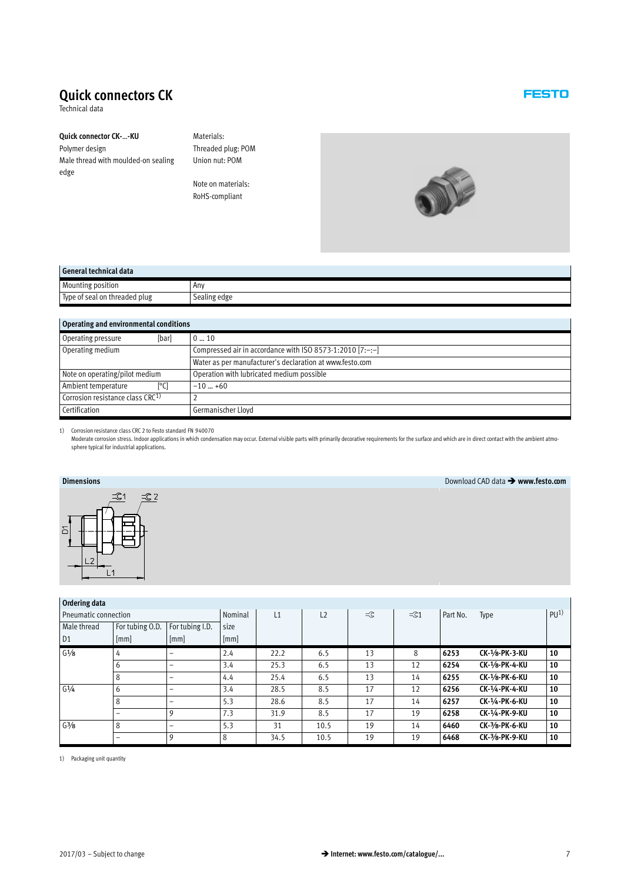# Quick connectors CK

Technical data

**Quick connector CK-…-KU**

Polymer design

Male thread with moulded-on sealing edge

Materials:

Threaded plug: POM

Union nut: POM

Note on materials:

RoHS-compliant

| General technical data | |
|---|---|
| Mounting position | Any |
| Type of seal on threaded plug | Sealing edge |

| Operating and environmental conditions | |
|---|---|
| Operating pressure [bar] | 0 … 10 |
| Operating medium | Compressed air in accordance with ISO 8573-1:2010 [7:–:–] |
| | Water as per manufacturer's declaration at www.festo.com |
| Note on operating/pilot medium | Operation with lubricated medium possible |
| Ambient temperature [°C] | –10 … +60 |
| Corrosion resistance class CRC[1] | 2 |
| Certification | Germanischer Lloyd |

1) Corrosion resistance class CRC 2 to Festo standard FN 940070
Moderate corrosion stress. Indoor applications in which condensation may occur. External visible parts with primarily decorative requirements for the surface and which are in direct contact with the ambient atmosphere typical for industrial applications.

## Dimensions

Download CAD data ➔ **www.festo.com**

## Ordering data

| Pneumatic connection | | | Nominal size | L1 | L2 | =© | =©1 | Part No. | Type | PU[1] |
|---|---|---|---|---|---|---|---|---|---|---|
| Male thread D1 | For tubing O.D. [mm] | For tubing I.D. [mm] | [mm] | | | | | | | |
| G⅛ | 4 | – | 2.4 | 22.2 | 6.5 | 13 | 8 | **6253** | **CK-⅛-PK-3-KU** | **10** |
| | 6 | – | 3.4 | 25.3 | 6.5 | 13 | 12 | **6254** | **CK-⅛-PK-4-KU** | **10** |
| | 8 | – | 4.4 | 25.4 | 6.5 | 13 | 14 | **6255** | **CK-⅛-PK-6-KU** | **10** |
| G¼ | 6 | – | 3.4 | 28.5 | 8.5 | 17 | 12 | **6256** | **CK-¼-PK-4-KU** | **10** |
| | 8 | – | 5.3 | 28.6 | 8.5 | 17 | 14 | **6257** | **CK-¼-PK-6-KU** | **10** |
| | – | 9 | 7.3 | 31.9 | 8.5 | 17 | 19 | **6258** | **CK-¼-PK-9-KU** | **10** |
| G⅜ | 8 | – | 5.3 | 31 | 10.5 | 19 | 14 | **6460** | **CK-⅜-PK-6-KU** | **10** |
| | – | 9 | 8 | 34.5 | 10.5 | 19 | 19 | **6468** | **CK-⅜-PK-9-KU** | **10** |

1) Packaging unit quantity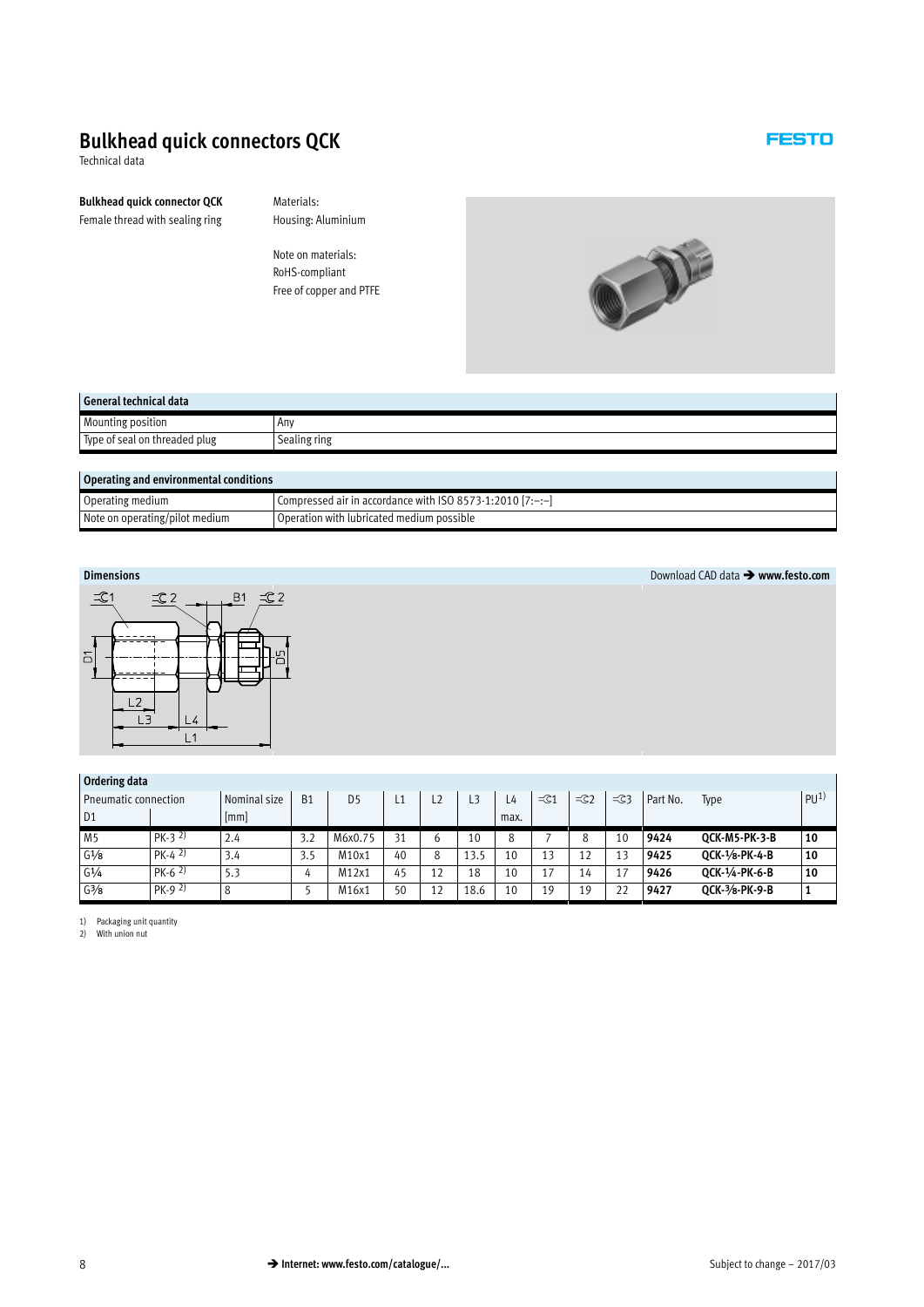# Bulkhead quick connectors QCK

Technical data

**Bulkhead quick connector QCK**
Female thread with sealing ring

Materials:
Housing: Aluminium

Note on materials:
RoHS-compliant
Free of copper and PTFE

| General technical data | |
|---|---|
| Mounting position | Any |
| Type of seal on threaded plug | Sealing ring |

| Operating and environmental conditions | |
|---|---|
| Operating medium | Compressed air in accordance with ISO 8573-1:2010 [7:–:–] |
| Note on operating/pilot medium | Operation with lubricated medium possible |

**Dimensions**

Download CAD data → **www.festo.com**

| Ordering data | | | | | | | | | | | | | | | |
|---|---|---|---|---|---|---|---|---|---|---|---|---|---|---|---|
| Pneumatic connection | | Nominal size | B1 | D5 | L1 | L2 | L3 | L4 | =C1 | =C2 | =C3 | Part No. | Type | PU[1] |
| D1 | | [mm] | | | | | | max. | | | | | | |
| M5 | PK-3 [2] | 2.4 | 3.2 | M6x0.75 | 31 | 6 | 10 | 8 | 7 | 8 | 10 | **9424** | **QCK-M5-PK-3-B** | **10** |
| G⅛ | PK-4 [2] | 3.4 | 3.5 | M10x1 | 40 | 8 | 13.5 | 10 | 13 | 12 | 13 | **9425** | **QCK-⅛-PK-4-B** | **10** |
| G¼ | PK-6 [2] | 5.3 | 4 | M12x1 | 45 | 12 | 18 | 10 | 17 | 14 | 17 | **9426** | **QCK-¼-PK-6-B** | **10** |
| G⅜ | PK-9 [2] | 8 | 5 | M16x1 | 50 | 12 | 18.6 | 10 | 19 | 19 | 22 | **9427** | **QCK-⅜-PK-9-B** | **1** |

1) Packaging unit quantity
2) With union nut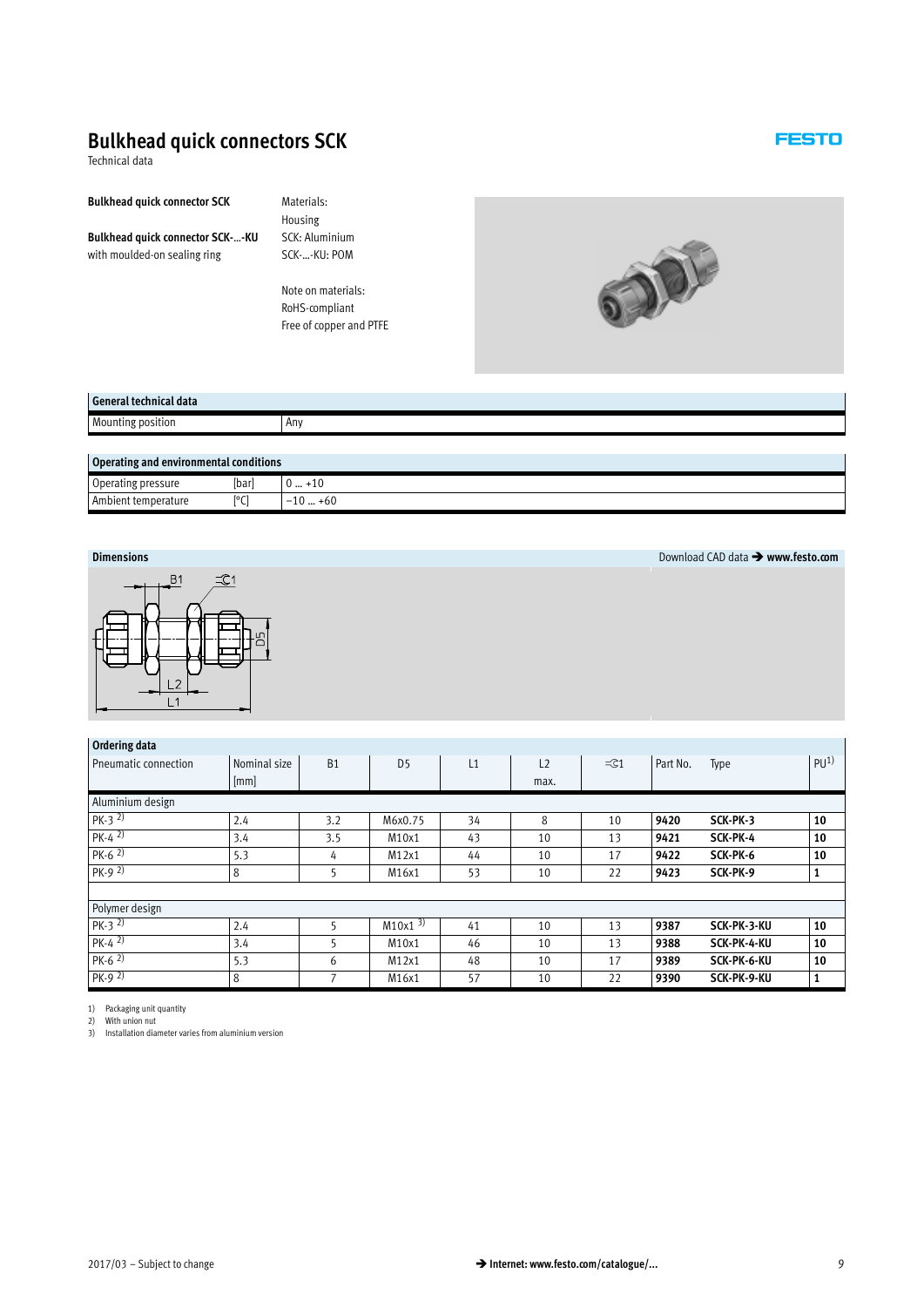# Bulkhead quick connectors SCK

Technical data

**Bulkhead quick connector SCK**

**Bulkhead quick connector SCK-...-KU**
with moulded-on sealing ring

Materials:
Housing
SCK: Aluminium
SCK-...-KU: POM

Note on materials:
RoHS-compliant
Free of copper and PTFE

| General technical data | |
|---|---|
| Mounting position | Any |

| Operating and environmental conditions | | |
|---|---|---|
| Operating pressure | [bar] | 0 ... +10 |
| Ambient temperature | [°C] | –10 ... +60 |

**Dimensions**

Download CAD data ➔ **www.festo.com**

B1, =©1, D5, L2, L1

**Ordering data**

| Pneumatic connection | Nominal size [mm] | B1 | D5 | L1 | L2 max. | =©1 | Part No. | Type | PU[1] |
|---|---|---|---|---|---|---|---|---|---|
| Aluminium design | | | | | | | | | |
| PK-3 [2] | 2.4 | 3.2 | M6x0.75 | 34 | 8 | 10 | **9420** | **SCK-PK-3** | **10** |
| PK-4 [2] | 3.4 | 3.5 | M10x1 | 43 | 10 | 13 | **9421** | **SCK-PK-4** | **10** |
| PK-6 [2] | 5.3 | 4 | M12x1 | 44 | 10 | 17 | **9422** | **SCK-PK-6** | **10** |
| PK-9 [2] | 8 | 5 | M16x1 | 53 | 10 | 22 | **9423** | **SCK-PK-9** | **1** |
| Polymer design | | | | | | | | | |
| PK-3 [2] | 2.4 | 5 | M10x1 [3] | 41 | 10 | 13 | **9387** | **SCK-PK-3-KU** | **10** |
| PK-4 [2] | 3.4 | 5 | M10x1 | 46 | 10 | 13 | **9388** | **SCK-PK-4-KU** | **10** |
| PK-6 [2] | 5.3 | 6 | M12x1 | 48 | 10 | 17 | **9389** | **SCK-PK-6-KU** | **10** |
| PK-9 [2] | 8 | 7 | M16x1 | 57 | 10 | 22 | **9390** | **SCK-PK-9-KU** | **1** |

1) Packaging unit quantity
2) With union nut
3) Installation diameter varies from aluminium version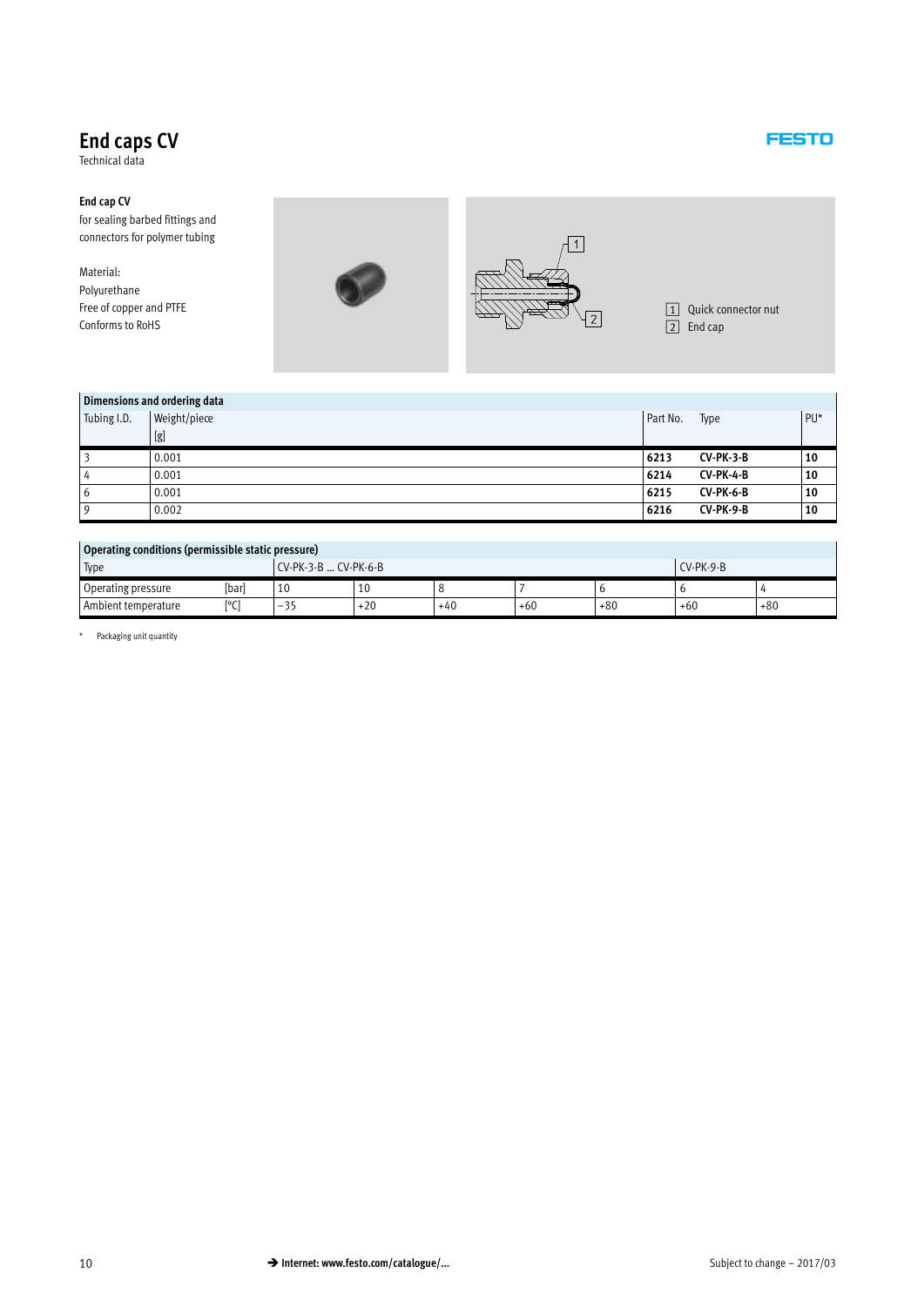# End caps CV

Technical data

**End cap CV**

for sealing barbed fittings and connectors for polymer tubing

Material:
Polyurethane
Free of copper and PTFE
Conforms to RoHS

1 Quick connector nut
2 End cap

| Dimensions and ordering data | | | | |
|---|---|---|---|---|
| Tubing I.D. | Weight/piece [g] | Part No. | Type | PU* |
| 3 | 0.001 | **6213** | **CV-PK-3-B** | **10** |
| 4 | 0.001 | **6214** | **CV-PK-4-B** | **10** |
| 6 | 0.001 | **6215** | **CV-PK-6-B** | **10** |
| 9 | 0.002 | **6216** | **CV-PK-9-B** | **10** |

| Operating conditions (permissible static pressure) | | | | | | | | |
|---|---|---|---|---|---|---|---|---|
| Type | | CV-PK-3-B … CV-PK-6-B | | | | | CV-PK-9-B | |
| Operating pressure | [bar] | 10 | 10 | 8 | 7 | 6 | 6 | 4 |
| Ambient temperature | [°C] | –35 | +20 | +40 | +60 | +80 | +60 | +80 |

\* Packaging unit quantity

→ Internet: www.festo.com/catalogue/...

Subject to change – 2017/03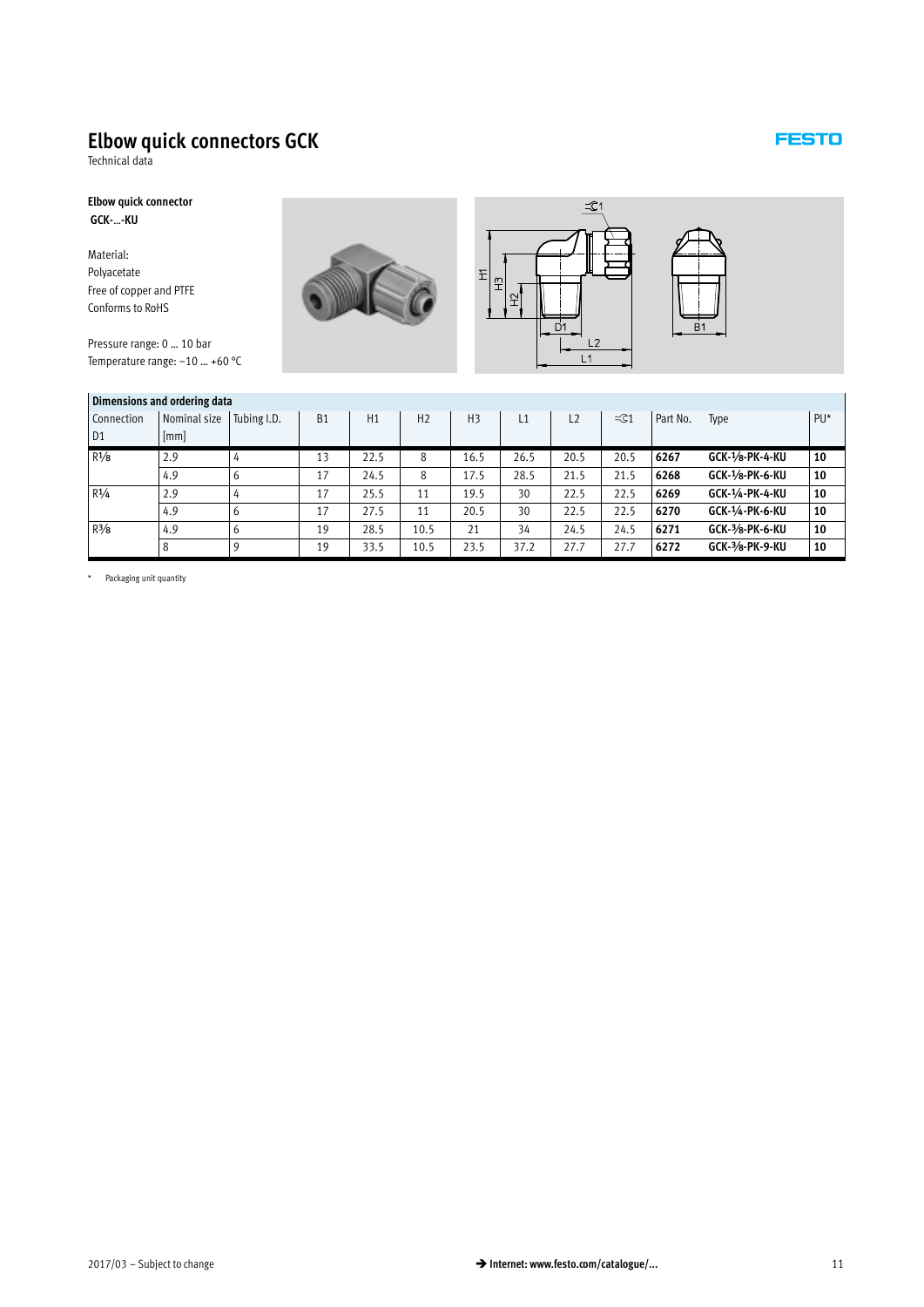# Elbow quick connectors GCK

Technical data

**Elbow quick connector**
**GCK-…-KU**

Material:
Polyacetate
Free of copper and PTFE
Conforms to RoHS

Pressure range: 0 … 10 bar
Temperature range: −10 … +60 °C

| Dimensions and ordering data | | | | | | | | | | | | |
|---|---|---|---|---|---|---|---|---|---|---|---|---|
| Connection D1 | Nominal size [mm] | Tubing I.D. | B1 | H1 | H2 | H3 | L1 | L2 | =©1 | Part No. | Type | PU* |
| R⅛ | 2.9 | 4 | 13 | 22.5 | 8 | 16.5 | 26.5 | 20.5 | 20.5 | **6267** | **GCK-⅛-PK-4-KU** | **10** |
| | 4.9 | 6 | 17 | 24.5 | 8 | 17.5 | 28.5 | 21.5 | 21.5 | **6268** | **GCK-⅛-PK-6-KU** | **10** |
| R¼ | 2.9 | 4 | 17 | 25.5 | 11 | 19.5 | 30 | 22.5 | 22.5 | **6269** | **GCK-¼-PK-4-KU** | **10** |
| | 4.9 | 6 | 17 | 27.5 | 11 | 20.5 | 30 | 22.5 | 22.5 | **6270** | **GCK-¼-PK-6-KU** | **10** |
| R⅜ | 4.9 | 6 | 19 | 28.5 | 10.5 | 21 | 34 | 24.5 | 24.5 | **6271** | **GCK-⅜-PK-6-KU** | **10** |
| | 8 | 9 | 19 | 33.5 | 10.5 | 23.5 | 37.2 | 27.7 | 27.7 | **6272** | **GCK-⅜-PK-9-KU** | **10** |

\* Packaging unit quantity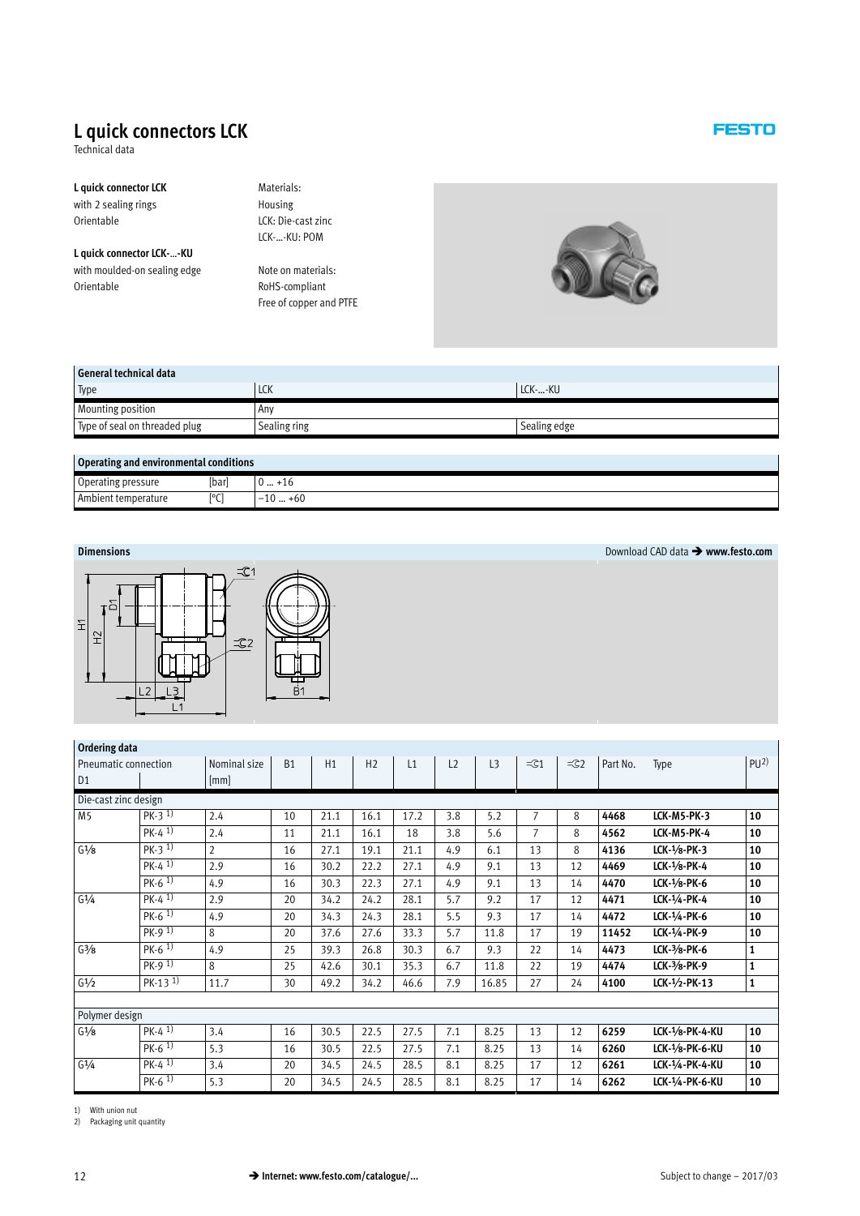# L quick connectors LCK

Technical data

**L quick connector LCK**
with 2 sealing rings
Orientable

**L quick connector LCK-…-KU**
with moulded-on sealing edge
Orientable

Materials:
Housing
LCK: Die-cast zinc
LCK-…-KU: POM

Note on materials:
RoHS-compliant
Free of copper and PTFE

| General technical data | | |
|---|---|---|
| Type | LCK | LCK-…-KU |
| Mounting position | Any | |
| Type of seal on threaded plug | Sealing ring | Sealing edge |

| Operating and environmental conditions | | |
|---|---|---|
| Operating pressure | [bar] | 0 … +16 |
| Ambient temperature | [°C] | –10 … +60 |

**Dimensions**

Download CAD data ➔ **www.festo.com**

| Pneumatic connection D1 | | Nominal size [mm] | B1 | H1 | H2 | L1 | L2 | L3 | =©1 | =©2 | Part No. | Type | PU[2] |
|---|---|---|---|---|---|---|---|---|---|---|---|---|---|
| **Ordering data** | | | | | | | | | | | | | |
| Die-cast zinc design | | | | | | | | | | | | | |
| M5 | PK-3 [1] | 2.4 | 10 | 21.1 | 16.1 | 17.2 | 3.8 | 5.2 | 7 | 8 | **4468** | **LCK-M5-PK-3** | **10** |
| | PK-4 [1] | 2.4 | 11 | 21.1 | 16.1 | 18 | 3.8 | 5.6 | 7 | 8 | **4562** | **LCK-M5-PK-4** | **10** |
| G⅛ | PK-3 [1] | 2 | 16 | 27.1 | 19.1 | 21.1 | 4.9 | 6.1 | 13 | 8 | **4136** | **LCK-⅛-PK-3** | **10** |
| | PK-4 [1] | 2.9 | 16 | 30.2 | 22.2 | 27.1 | 4.9 | 9.1 | 13 | 12 | **4469** | **LCK-⅛-PK-4** | **10** |
| | PK-6 [1] | 4.9 | 16 | 30.3 | 22.3 | 27.1 | 4.9 | 9.1 | 13 | 14 | **4470** | **LCK-⅛-PK-6** | **10** |
| G¼ | PK-4 [1] | 2.9 | 20 | 34.2 | 24.2 | 28.1 | 5.7 | 9.2 | 17 | 12 | **4471** | **LCK-¼-PK-4** | **10** |
| | PK-6 [1] | 4.9 | 20 | 34.3 | 24.3 | 28.1 | 5.5 | 9.3 | 17 | 14 | **4472** | **LCK-¼-PK-6** | **10** |
| | PK-9 [1] | 8 | 20 | 37.6 | 27.6 | 33.3 | 5.7 | 11.8 | 17 | 19 | **11452** | **LCK-¼-PK-9** | **10** |
| G⅜ | PK-6 [1] | 4.9 | 25 | 39.3 | 26.8 | 30.3 | 6.7 | 9.3 | 22 | 14 | **4473** | **LCK-⅜-PK-6** | **1** |
| | PK-9 [1] | 8 | 25 | 42.6 | 30.1 | 35.3 | 6.7 | 11.8 | 22 | 19 | **4474** | **LCK-⅜-PK-9** | **1** |
| G½ | PK-13 [1] | 11.7 | 30 | 49.2 | 34.2 | 46.6 | 7.9 | 16.85 | 27 | 24 | **4100** | **LCK-½-PK-13** | **1** |
| Polymer design | | | | | | | | | | | | | |
| G⅛ | PK-4 [1] | 3.4 | 16 | 30.5 | 22.5 | 27.5 | 7.1 | 8.25 | 13 | 12 | **6259** | **LCK-⅛-PK-4-KU** | **10** |
| | PK-6 [1] | 5.3 | 16 | 30.5 | 22.5 | 27.5 | 7.1 | 8.25 | 13 | 14 | **6260** | **LCK-⅛-PK-6-KU** | **10** |
| G¼ | PK-4 [1] | 3.4 | 20 | 34.5 | 24.5 | 28.5 | 8.1 | 8.25 | 17 | 12 | **6261** | **LCK-¼-PK-4-KU** | **10** |
| | PK-6 [1] | 5.3 | 20 | 34.5 | 24.5 | 28.5 | 8.1 | 8.25 | 17 | 14 | **6262** | **LCK-¼-PK-6-KU** | **10** |

1) With union nut
2) Packaging unit quantity

➔ Internet: www.festo.com/catalogue/...

Subject to change – 2017/03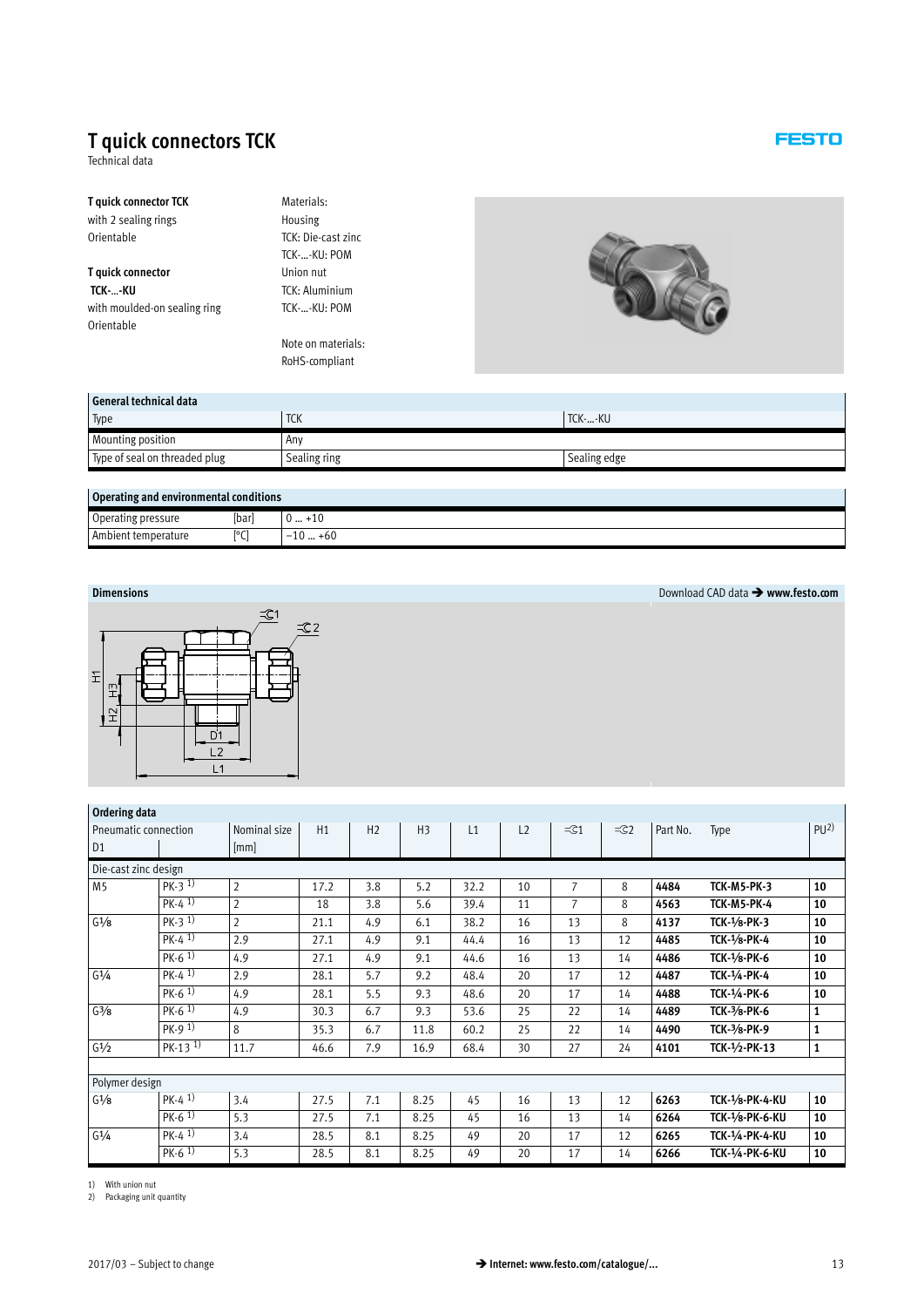# T quick connectors TCK

Technical data

**FESTO**

**T quick connector TCK**
with 2 sealing rings
Orientable

**T quick connector TCK-...-KU**
with moulded-on sealing ring
Orientable

Materials:
Housing
TCK: Die-cast zinc
TCK-...-KU: POM
Union nut
TCK: Aluminium
TCK-...-KU: POM

Note on materials:
RoHS-compliant

| General technical data | | |
|---|---|---|
| Type | TCK | TCK-...-KU |
| Mounting position | Any | |
| Type of seal on threaded plug | Sealing ring | Sealing edge |

| Operating and environmental conditions | | |
|---|---|---|
| Operating pressure | [bar] | 0 ... +10 |
| Ambient temperature | [°C] | −10 ... +60 |

## Dimensions

Download CAD data → **www.festo.com**

| Ordering data | | | | | | | | | | | | |
|---|---|---|---|---|---|---|---|---|---|---|---|---|
| Pneumatic connection D1 | | Nominal size [mm] | H1 | H2 | H3 | L1 | L2 | ⊏1 | ⊏2 | Part No. | Type | PU[2] |
| Die-cast zinc design | | | | | | | | | | | | |
| M5 | PK-3 [1] | 2 | 17.2 | 3.8 | 5.2 | 32.2 | 10 | 7 | 8 | **4484** | **TCK-M5-PK-3** | **10** |
| | PK-4 [1] | 2 | 18 | 3.8 | 5.6 | 39.4 | 11 | 7 | 8 | **4563** | **TCK-M5-PK-4** | **10** |
| G⅛ | PK-3 [1] | 2 | 21.1 | 4.9 | 6.1 | 38.2 | 16 | 13 | 8 | **4137** | **TCK-⅛-PK-3** | **10** |
| | PK-4 [1] | 2.9 | 27.1 | 4.9 | 9.1 | 44.4 | 16 | 13 | 12 | **4485** | **TCK-⅛-PK-4** | **10** |
| | PK-6 [1] | 4.9 | 27.1 | 4.9 | 9.1 | 44.6 | 16 | 13 | 14 | **4486** | **TCK-⅛-PK-6** | **10** |
| G¼ | PK-4 [1] | 2.9 | 28.1 | 5.7 | 9.2 | 48.4 | 20 | 17 | 12 | **4487** | **TCK-¼-PK-4** | **10** |
| | PK-6 [1] | 4.9 | 28.1 | 5.5 | 9.3 | 48.6 | 20 | 17 | 14 | **4488** | **TCK-¼-PK-6** | **10** |
| G⅜ | PK-6 [1] | 4.9 | 30.3 | 6.7 | 9.3 | 53.6 | 25 | 22 | 14 | **4489** | **TCK-⅜-PK-6** | **1** |
| | PK-9 [1] | 8 | 35.3 | 6.7 | 11.8 | 60.2 | 25 | 22 | 14 | **4490** | **TCK-⅜-PK-9** | **1** |
| G½ | PK-13 [1] | 11.7 | 46.6 | 7.9 | 16.9 | 68.4 | 30 | 27 | 24 | **4101** | **TCK-½-PK-13** | **1** |
| Polymer design | | | | | | | | | | | | |
| G⅛ | PK-4 [1] | 3.4 | 27.5 | 7.1 | 8.25 | 45 | 16 | 13 | 12 | **6263** | **TCK-⅛-PK-4-KU** | **10** |
| | PK-6 [1] | 5.3 | 27.5 | 7.1 | 8.25 | 45 | 16 | 13 | 14 | **6264** | **TCK-⅛-PK-6-KU** | **10** |
| G¼ | PK-4 [1] | 3.4 | 28.5 | 8.1 | 8.25 | 49 | 20 | 17 | 12 | **6265** | **TCK-¼-PK-4-KU** | **10** |
| | PK-6 [1] | 5.3 | 28.5 | 8.1 | 8.25 | 49 | 20 | 17 | 14 | **6266** | **TCK-¼-PK-6-KU** | **10** |

1) With union nut
2) Packaging unit quantity

2017/03 – Subject to change

→ **Internet: www.festo.com/catalogue/...**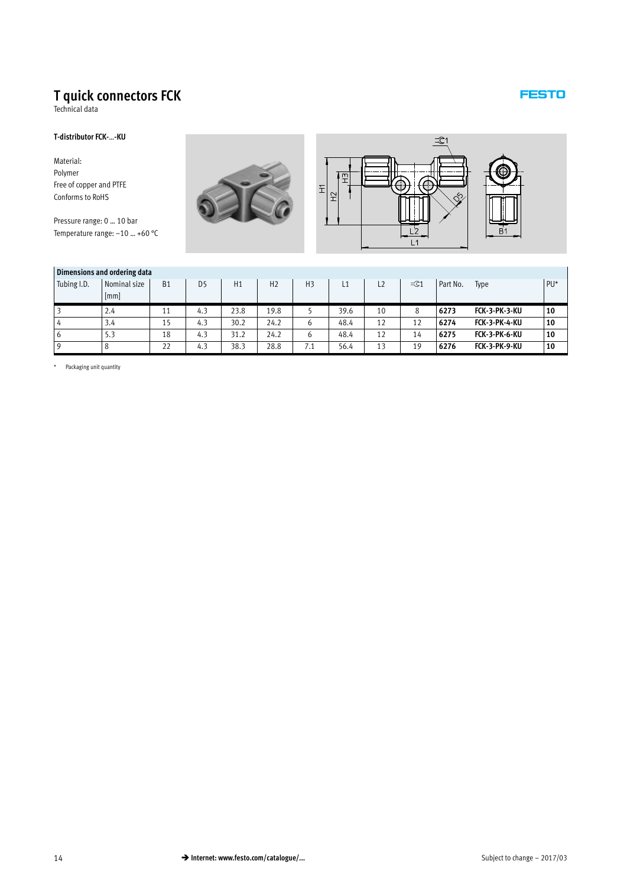# T quick connectors FCK

Technical data

### T-distributor FCK-...-KU

Material:
Polymer
Free of copper and PTFE
Conforms to RoHS

Pressure range: 0 … 10 bar
Temperature range: −10 … +60 °C

| Dimensions and ordering data | | | | | | | | | | | | |
|---|---|---|---|---|---|---|---|---|---|---|---|---|
| Tubing I.D. | Nominal size [mm] | B1 | D5 | H1 | H2 | H3 | L1 | L2 | =©1 | Part No. | Type | PU* |
| 3 | 2.4 | 11 | 4.3 | 23.8 | 19.8 | 5 | 39.6 | 10 | 8 | **6273** | **FCK-3-PK-3-KU** | **10** |
| 4 | 3.4 | 15 | 4.3 | 30.2 | 24.2 | 6 | 48.4 | 12 | 12 | **6274** | **FCK-3-PK-4-KU** | **10** |
| 6 | 5.3 | 18 | 4.3 | 31.2 | 24.2 | 6 | 48.4 | 12 | 14 | **6275** | **FCK-3-PK-6-KU** | **10** |
| 9 | 8 | 22 | 4.3 | 38.3 | 28.8 | 7.1 | 56.4 | 13 | 19 | **6276** | **FCK-3-PK-9-KU** | **10** |

\* Packaging unit quantity

→ Internet: www.festo.com/catalogue/...

Subject to change – 2017/03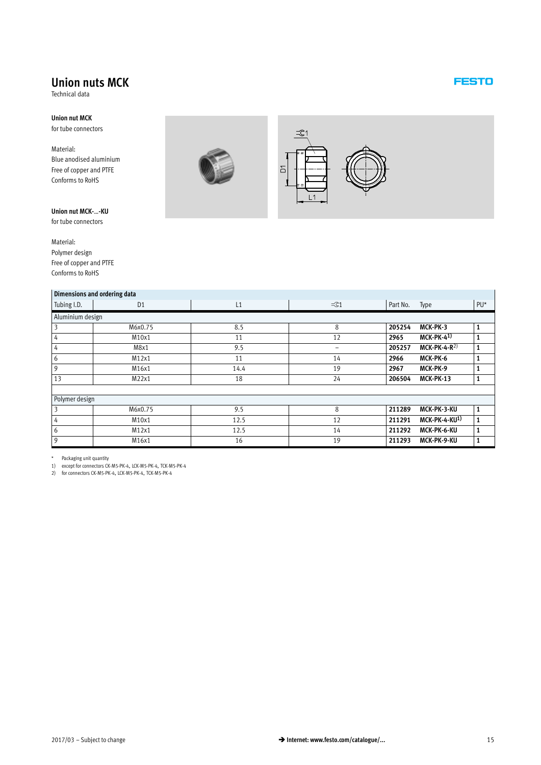# Union nuts MCK

Technical data

**Union nut MCK**
for tube connectors

Material:
Blue anodised aluminium
Free of copper and PTFE
Conforms to RoHS

**Union nut MCK-...-KU**
for tube connectors

Material:
Polymer design
Free of copper and PTFE
Conforms to RoHS

| Dimensions and ordering data | | | | | | |
|---|---|---|---|---|---|---|
| Tubing I.D. | D1 | L1 | =©1 | Part No. | Type | PU* |
| Aluminium design | | | | | | |
| 3 | M6x0.75 | 8.5 | 8 | **205254** | **MCK-PK-3** | **1** |
| 4 | M10x1 | 11 | 12 | **2965** | **MCK-PK-4**[1] | **1** |
| 4 | M8x1 | 9.5 | – | **205257** | **MCK-PK-4-R**[2] | **1** |
| 6 | M12x1 | 11 | 14 | **2966** | **MCK-PK-6** | **1** |
| 9 | M16x1 | 14.4 | 19 | **2967** | **MCK-PK-9** | **1** |
| 13 | M22x1 | 18 | 24 | **206504** | **MCK-PK-13** | **1** |
| Polymer design | | | | | | |
| 3 | M6x0.75 | 9.5 | 8 | **211289** | **MCK-PK-3-KU** | **1** |
| 4 | M10x1 | 12.5 | 12 | **211291** | **MCK-PK-4-KU**[1] | **1** |
| 6 | M12x1 | 12.5 | 14 | **211292** | **MCK-PK-6-KU** | **1** |
| 9 | M16x1 | 16 | 19 | **211293** | **MCK-PK-9-KU** | **1** |

\* Packaging unit quantity
1) except for connectors CK-M5-PK-4, LCK-M5-PK-4, TCK-M5-PK-4
2) for connectors CK-M5-PK-4, LCK-M5-PK-4, TCK-M5-PK-4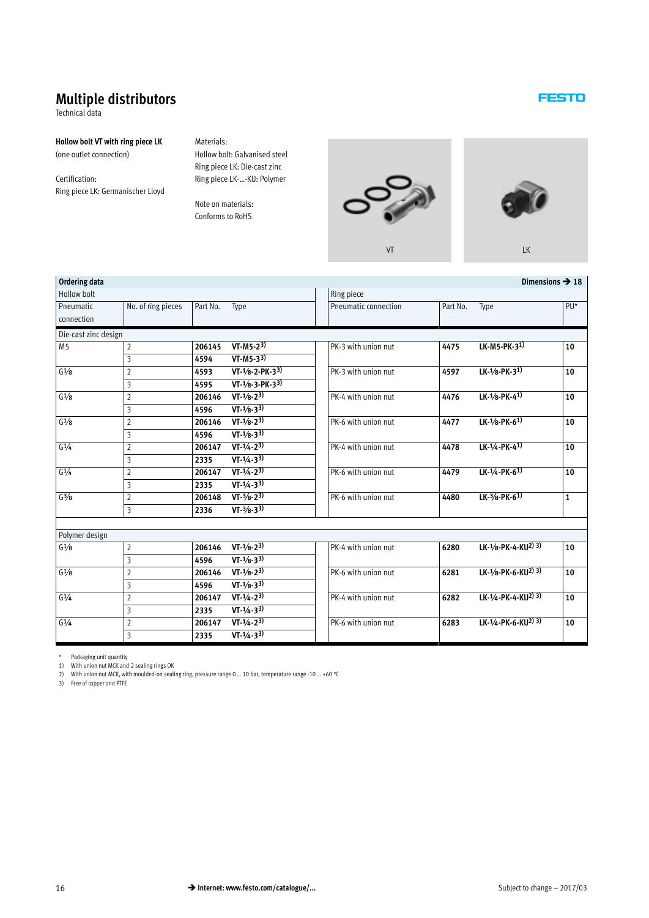# Multiple distributors

Technical data

**Hollow bolt VT with ring piece LK**
(one outlet connection)

Certification:
Ring piece LK: Germanischer Lloyd

Materials:
Hollow bolt: Galvanised steel
Ring piece LK: Die-cast zinc
Ring piece LK-…-KU: Polymer

Note on materials:
Conforms to RoHS

VT

LK

**Ordering data** — Dimensions ➔ 18

| Hollow bolt | | | | Ring piece | | | |
|---|---|---|---|---|---|---|---|
| Pneumatic connection | No. of ring pieces | Part No. | Type | Pneumatic connection | Part No. | Type | PU* |
| **Die-cast zinc design** | | | | | | | |
| M5 | 2 | **206145** | **VT-M5-2[3)]** | PK-3 with union nut | **4475** | **LK-M5-PK-3[1)]** | **10** |
| | 3 | **4594** | **VT-M5-3[3)]** | | | | |
| G1⁄8 | 2 | **4593** | **VT-1⁄8-2-PK-3[3)]** | PK-3 with union nut | **4597** | **LK-1⁄8-PK-3[1)]** | **10** |
| | 3 | **4595** | **VT-1⁄8-3-PK-3[3)]** | | | | |
| G1⁄8 | 2 | **206146** | **VT-1⁄8-2[3)]** | PK-4 with union nut | **4476** | **LK-1⁄8-PK-4[1)]** | **10** |
| | 3 | **4596** | **VT-1⁄8-3[3)]** | | | | |
| G1⁄8 | 2 | **206146** | **VT-1⁄8-2[3)]** | PK-6 with union nut | **4477** | **LK-1⁄8-PK-6[1)]** | **10** |
| | 3 | **4596** | **VT-1⁄8-3[3)]** | | | | |
| G1⁄4 | 2 | **206147** | **VT-1⁄4-2[3)]** | PK-4 with union nut | **4478** | **LK-1⁄4-PK-4[1)]** | **10** |
| | 3 | **2335** | **VT-1⁄4-3[3)]** | | | | |
| G1⁄4 | 2 | **206147** | **VT-1⁄4-2[3)]** | PK-6 with union nut | **4479** | **LK-1⁄4-PK-6[1)]** | **10** |
| | 3 | **2335** | **VT-1⁄4-3[3)]** | | | | |
| G3⁄8 | 2 | **206148** | **VT-3⁄8-2[3)]** | PK-6 with union nut | **4480** | **LK-3⁄8-PK-6[1)]** | **1** |
| | 3 | **2336** | **VT-3⁄8-3[3)]** | | | | |
| **Polymer design** | | | | | | | |
| G1⁄8 | 2 | **206146** | **VT-1⁄8-2[3)]** | PK-4 with union nut | **6280** | **LK-1⁄8-PK-4-KU[2) 3)]** | **10** |
| | 3 | **4596** | **VT-1⁄8-3[3)]** | | | | |
| G1⁄8 | 2 | **206146** | **VT-1⁄8-2[3)]** | PK-6 with union nut | **6281** | **LK-1⁄8-PK-6-KU[2) 3)]** | **10** |
| | 3 | **4596** | **VT-1⁄8-3[3)]** | | | | |
| G1⁄4 | 2 | **206147** | **VT-1⁄4-2[3)]** | PK-4 with union nut | **6282** | **LK-1⁄4-PK-4-KU[2) 3)]** | **10** |
| | 3 | **2335** | **VT-1⁄4-3[3)]** | | | | |
| G1⁄4 | 2 | **206147** | **VT-1⁄4-2[3)]** | PK-6 with union nut | **6283** | **LK-1⁄4-PK-6-KU[2) 3)]** | **10** |
| | 3 | **2335** | **VT-1⁄4-3[3)]** | | | | |

\* Packaging unit quantity
1) With union nut MCK and 2 sealing rings OK
2) With union nut MCK, with moulded-on sealing ring, pressure range 0 … 10 bar, temperature range -10 … +60 °C
3) Free of copper and PTFE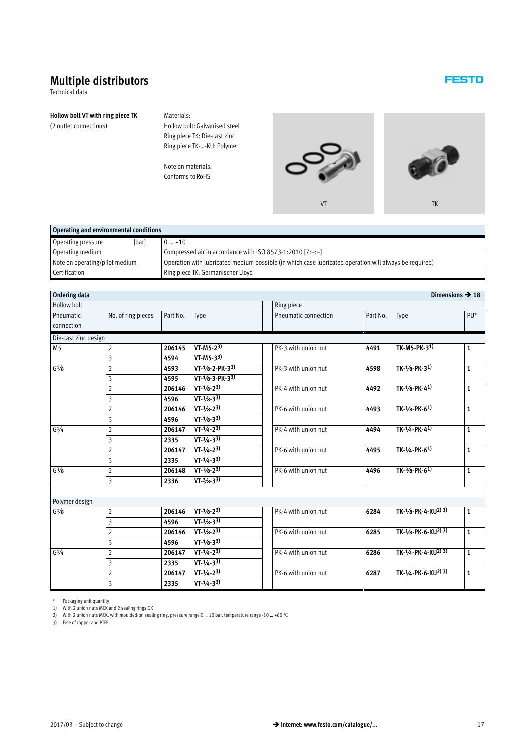# Multiple distributors

Technical data

**Hollow bolt VT with ring piece TK**
(2 outlet connections)

Materials:
Hollow bolt: Galvanised steel
Ring piece TK: Die-cast zinc
Ring piece TK-...-KU: Polymer

Note on materials:
Conforms to RoHS

VT

TK

| Operating and environmental conditions | |
|---|---|
| Operating pressure [bar] | 0 ... +10 |
| Operating medium | Compressed air in accordance with ISO 8573-1:2010 [7:–:–] |
| Note on operating/pilot medium | Operation with lubricated medium possible (in which case lubricated operation will always be required) |
| Certification | Ring piece TK: Germanischer Lloyd |

**Ordering data** — Dimensions → 18

| Hollow bolt | | | | Ring piece | | | |
|---|---|---|---|---|---|---|---|
| Pneumatic connection | No. of ring pieces | Part No. | Type | Pneumatic connection | Part No. | Type | PU* |
| Die-cast zinc design | | | | | | | |
| M5 | 2 | **206145** | **VT-M5-2[3)]** | PK-3 with union nut | **4491** | **TK-M5-PK-3[1)]** | **1** |
| | 3 | **4594** | **VT-M5-3[3)]** | | | | |
| G1⁄8 | 2 | **4593** | **VT-1⁄8-2-PK-3[3)]** | PK-3 with union nut | **4598** | **TK-1⁄8-PK-3[1)]** | **1** |
| | 3 | **4595** | **VT-1⁄8-3-PK-3[3)]** | | | | |
| | 2 | **206146** | **VT-1⁄8-2[3)]** | PK-4 with union nut | **4492** | **TK-1⁄8-PK-4[1)]** | **1** |
| | 3 | **4596** | **VT-1⁄8-3[3)]** | | | | |
| | 2 | **206146** | **VT-1⁄8-2[3)]** | PK-6 with union nut | **4493** | **TK-1⁄8-PK-6[1)]** | **1** |
| | 3 | **4596** | **VT-1⁄8-3[3)]** | | | | |
| G1⁄4 | 2 | **206147** | **VT-1⁄4-2[3)]** | PK-4 with union nut | **4494** | **TK-1⁄4-PK-4[1)]** | **1** |
| | 3 | **2335** | **VT-1⁄4-3[3)]** | | | | |
| | 2 | **206147** | **VT-1⁄4-2[3)]** | PK-6 with union nut | **4495** | **TK-1⁄4-PK-6[1)]** | **1** |
| | 3 | **2335** | **VT-1⁄4-3[3)]** | | | | |
| G3⁄8 | 2 | **206148** | **VT-3⁄8-2[3)]** | PK-6 with union nut | **4496** | **TK-3⁄8-PK-6[1)]** | **1** |
| | 3 | **2336** | **VT-3⁄8-3[3)]** | | | | |
| Polymer design | | | | | | | |
| G1⁄8 | 2 | **206146** | **VT-1⁄8-2[3)]** | PK-4 with union nut | **6284** | **TK-1⁄8-PK-4-KU[2) 3)]** | **1** |
| | 3 | **4596** | **VT-1⁄8-3[3)]** | | | | |
| | 2 | **206146** | **VT-1⁄8-2[3)]** | PK-6 with union nut | **6285** | **TK-1⁄8-PK-6-KU[2) 3)]** | **1** |
| | 3 | **4596** | **VT-1⁄8-3[3)]** | | | | |
| G1⁄4 | 2 | **206147** | **VT-1⁄4-2[3)]** | PK-4 with union nut | **6286** | **TK-1⁄4-PK-4-KU[2) 3)]** | **1** |
| | 3 | **2335** | **VT-1⁄4-3[3)]** | | | | |
| | 2 | **206147** | **VT-1⁄4-2[3)]** | PK-6 with union nut | **6287** | **TK-1⁄4-PK-6-KU[2) 3)]** | **1** |
| | 3 | **2335** | **VT-1⁄4-3[3)]** | | | | |

\* Packaging unit quantity
1) With 2 union nuts MCK and 2 sealing rings OK
2) With 2 union nuts MCK, with moulded-on sealing ring, pressure range 0 ... 10 bar, temperature range -10 ... +60 °C
3) Free of copper and PTFE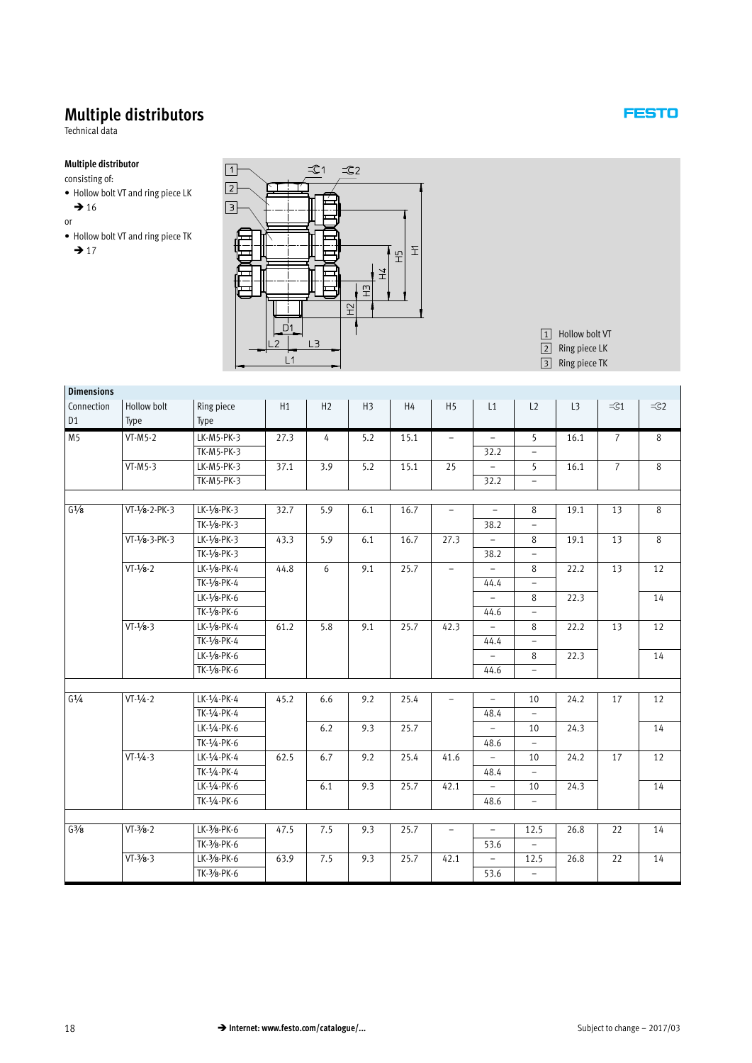# Multiple distributors

Technical data

**Multiple distributor**

consisting of:

- Hollow bolt VT and ring piece LK → 16

or

- Hollow bolt VT and ring piece TK → 17

1 Hollow bolt VT
2 Ring piece LK
3 Ring piece TK

**Dimensions**

| Connection D1 | Hollow bolt Type | Ring piece Type | H1 | H2 | H3 | H4 | H5 | L1 | L2 | L3 | =©1 | =©2 |
|---|---|---|---|---|---|---|---|---|---|---|---|---|
| M5 | VT-M5-2 | LK-M5-PK-3 | 27.3 | 4 | 5.2 | 15.1 | – | – | 5 | 16.1 | 7 | 8 |
| | | TK-M5-PK-3 | | | | | | 32.2 | – | | | |
| | VT-M5-3 | LK-M5-PK-3 | 37.1 | 3.9 | 5.2 | 15.1 | 25 | – | 5 | 16.1 | 7 | 8 |
| | | TK-M5-PK-3 | | | | | | 32.2 | – | | | |
| G⅛ | VT-⅛-2-PK-3 | LK-⅛-PK-3 | 32.7 | 5.9 | 6.1 | 16.7 | – | – | 8 | 19.1 | 13 | 8 |
| | | TK-⅛-PK-3 | | | | | | 38.2 | – | | | |
| | VT-⅛-3-PK-3 | LK-⅛-PK-3 | 43.3 | 5.9 | 6.1 | 16.7 | 27.3 | – | 8 | 19.1 | 13 | 8 |
| | | TK-⅛-PK-3 | | | | | | 38.2 | – | | | |
| | VT-⅛-2 | LK-⅛-PK-4 | 44.8 | 6 | 9.1 | 25.7 | – | – | 8 | 22.2 | 13 | 12 |
| | | TK-⅛-PK-4 | | | | | | 44.4 | – | | | |
| | | LK-⅛-PK-6 | | | | | | – | 8 | 22.3 | | 14 |
| | | TK-⅛-PK-6 | | | | | | 44.6 | – | | | |
| | VT-⅛-3 | LK-⅛-PK-4 | 61.2 | 5.8 | 9.1 | 25.7 | 42.3 | – | 8 | 22.2 | 13 | 12 |
| | | TK-⅛-PK-4 | | | | | | 44.4 | – | | | |
| | | LK-⅛-PK-6 | | | | | | – | 8 | 22.3 | | 14 |
| | | TK-⅛-PK-6 | | | | | | 44.6 | – | | | |
| G¼ | VT-¼-2 | LK-¼-PK-4 | 45.2 | 6.6 | 9.2 | 25.4 | – | – | 10 | 24.2 | 17 | 12 |
| | | TK-¼-PK-4 | | | | | | 48.4 | – | | | |
| | | LK-¼-PK-6 | | 6.2 | 9.3 | 25.7 | | – | 10 | 24.3 | | 14 |
| | | TK-¼-PK-6 | | | | | | 48.6 | – | | | |
| | VT-¼-3 | LK-¼-PK-4 | 62.5 | 6.7 | 9.2 | 25.4 | 41.6 | – | 10 | 24.2 | 17 | 12 |
| | | TK-¼-PK-4 | | | | | | 48.4 | – | | | |
| | | LK-¼-PK-6 | | 6.1 | 9.3 | 25.7 | 42.1 | – | 10 | 24.3 | | 14 |
| | | TK-¼-PK-6 | | | | | | 48.6 | – | | | |
| G⅜ | VT-⅜-2 | LK-⅜-PK-6 | 47.5 | 7.5 | 9.3 | 25.7 | – | – | 12.5 | 26.8 | 22 | 14 |
| | | TK-⅜-PK-6 | | | | | | 53.6 | – | | | |
| | VT-⅜-3 | LK-⅜-PK-6 | 63.9 | 7.5 | 9.3 | 25.7 | 42.1 | – | 12.5 | 26.8 | 22 | 14 |
| | | TK-⅜-PK-6 | | | | | | 53.6 | – | | | |